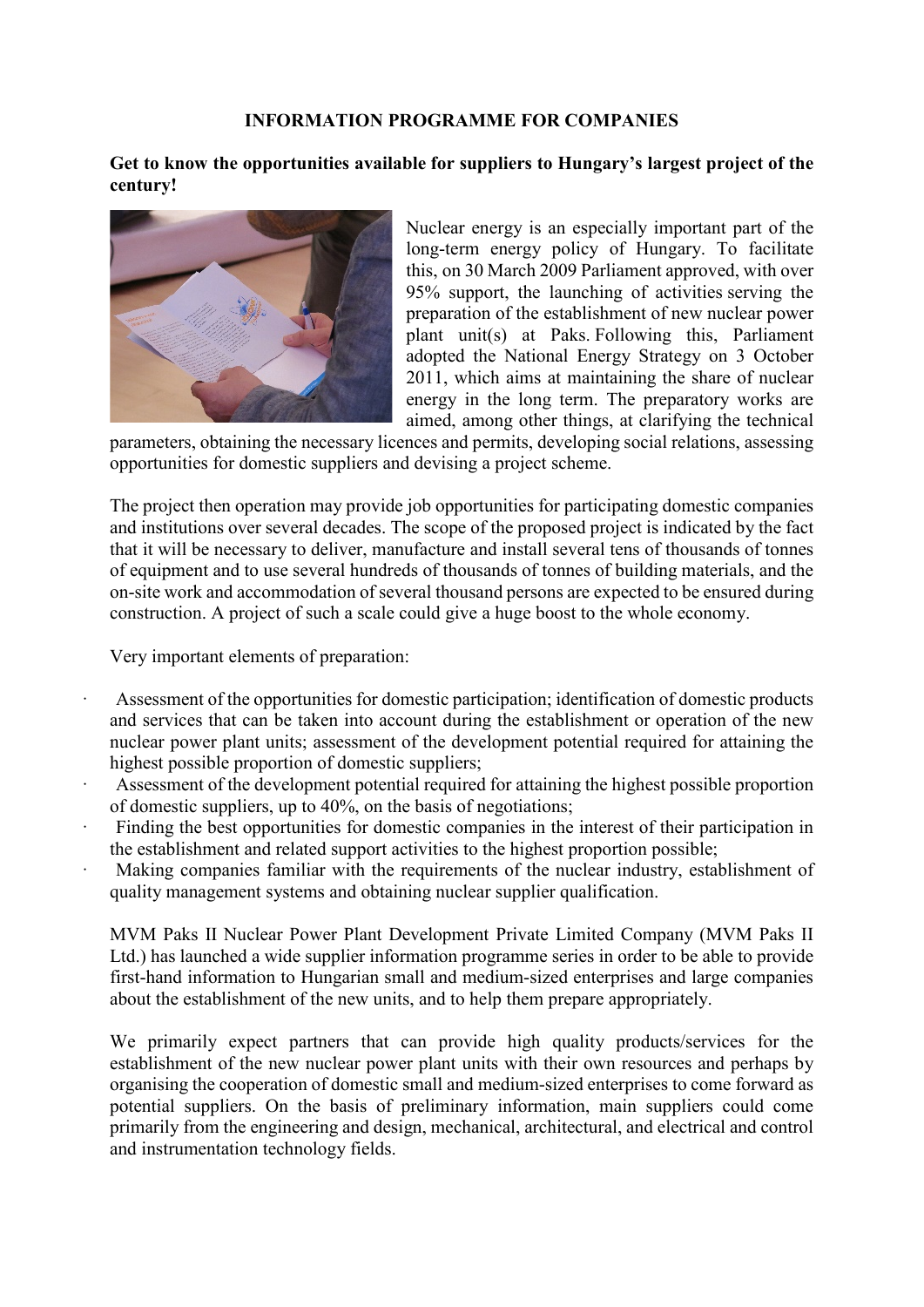**INFORMATION PROGRAMME FOR COMPANIES**

**Get to know the opportunities available for suppliers to Hungary's largest project of the century!**

Nuclear energy is an especially important part of the long-term energy policy of Hungary. To facilitate this, on 30 March 2009 Parliament approved, with over 95% support, the launching of activities serving the preparation of the establishment of new nuclear power plant unit(s) at Paks. Following this, Parliament adopted the National Energy Strategy on 3 October 2011, which aims at maintaining the share of nuclear energy in the long term. The preparatory works are aimed, among other things, at clarifying the technical parameters, obtaining the necessary licences and permits, developing social relations, assessing opportunities for domestic suppliers and devising a project scheme.

The project then operation may provide job opportunities for participating domestic companies and institutions over several decades. The scope of the proposed project is indicated by the fact that it will be necessary to deliver, manufacture and install several tens of thousands of tonnes of equipment and to use several hundreds of thousands of tonnes of building materials, and the on-site work and accommodation of several thousand persons are expected to be ensured during construction. A project of such a scale could give a huge boost to the whole economy.

Very important elements of preparation:

- Assessment of the opportunities for domestic participation; identification of domestic products and services that can be taken into account during the establishment or operation of the new nuclear power plant units; assessment of the development potential required for attaining the highest possible proportion of domestic suppliers;
- Assessment of the development potential required for attaining the highest possible proportion of domestic suppliers, up to 40%, on the basis of negotiations;
- Finding the best opportunities for domestic companies in the interest of their participation in the establishment and related support activities to the highest proportion possible;
- Making companies familiar with the requirements of the nuclear industry, establishment of quality management systems and obtaining nuclear supplier qualification.

MVM Paks II Nuclear Power Plant Development Private Limited Company (MVM Paks II Ltd.) has launched a wide supplier information programme series in order to be able to provide first-hand information to Hungarian small and medium-sized enterprises and large companies about the establishment of the new units, and to help them prepare appropriately.

We primarily expect partners that can provide high quality products/services for the establishment of the new nuclear power plant units with their own resources and perhaps by organising the cooperation of domestic small and medium-sized enterprises to come forward as potential suppliers. On the basis of preliminary information, main suppliers could come primarily from the engineering and design, mechanical, architectural, and electrical and control and instrumentation technology fields.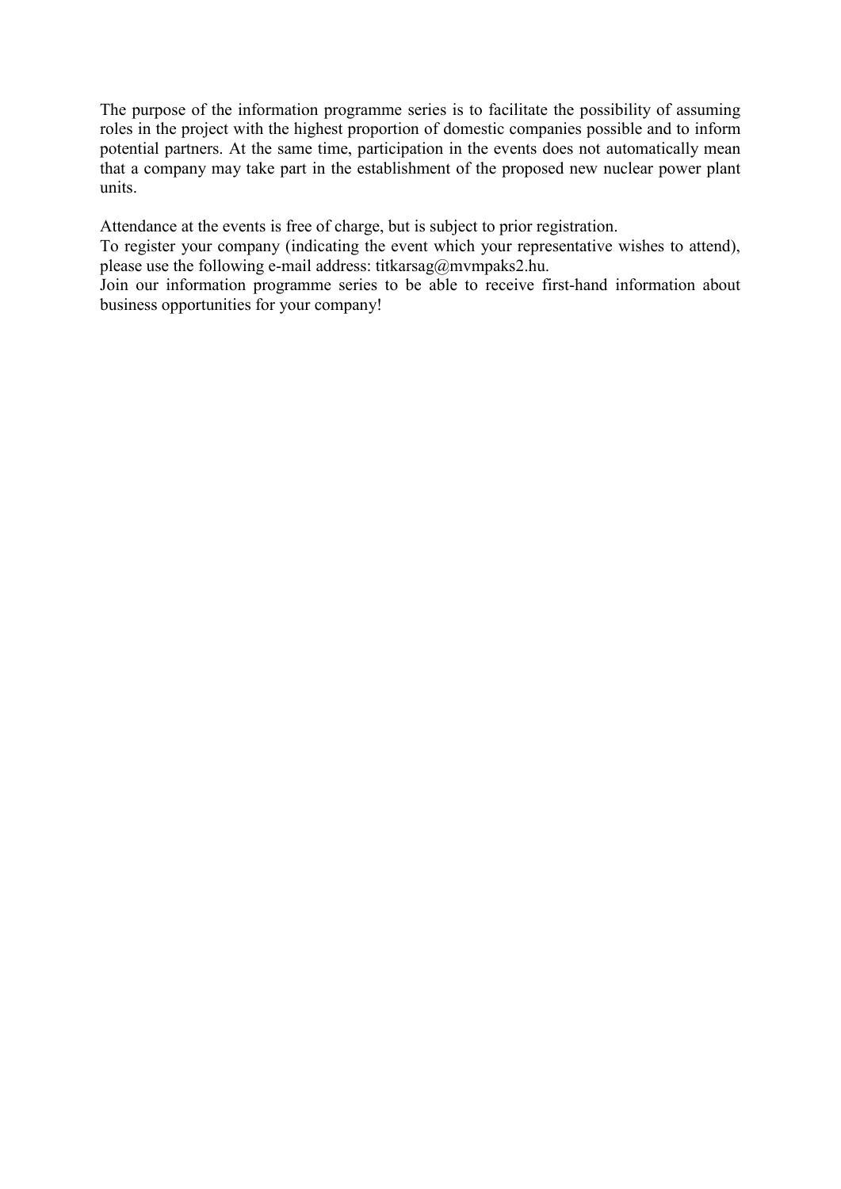The purpose of the information programme series is to facilitate the possibility of assuming roles in the project with the highest proportion of domestic companies possible and to inform potential partners. At the same time, participation in the events does not automatically mean that a company may take part in the establishment of the proposed new nuclear power plant units.

Attendance at the events is free of charge, but is subject to prior registration.
To register your company (indicating the event which your representative wishes to attend), please use the following e-mail address: titkarsag@mvmpaks2.hu.
Join our information programme series to be able to receive first-hand information about business opportunities for your company!